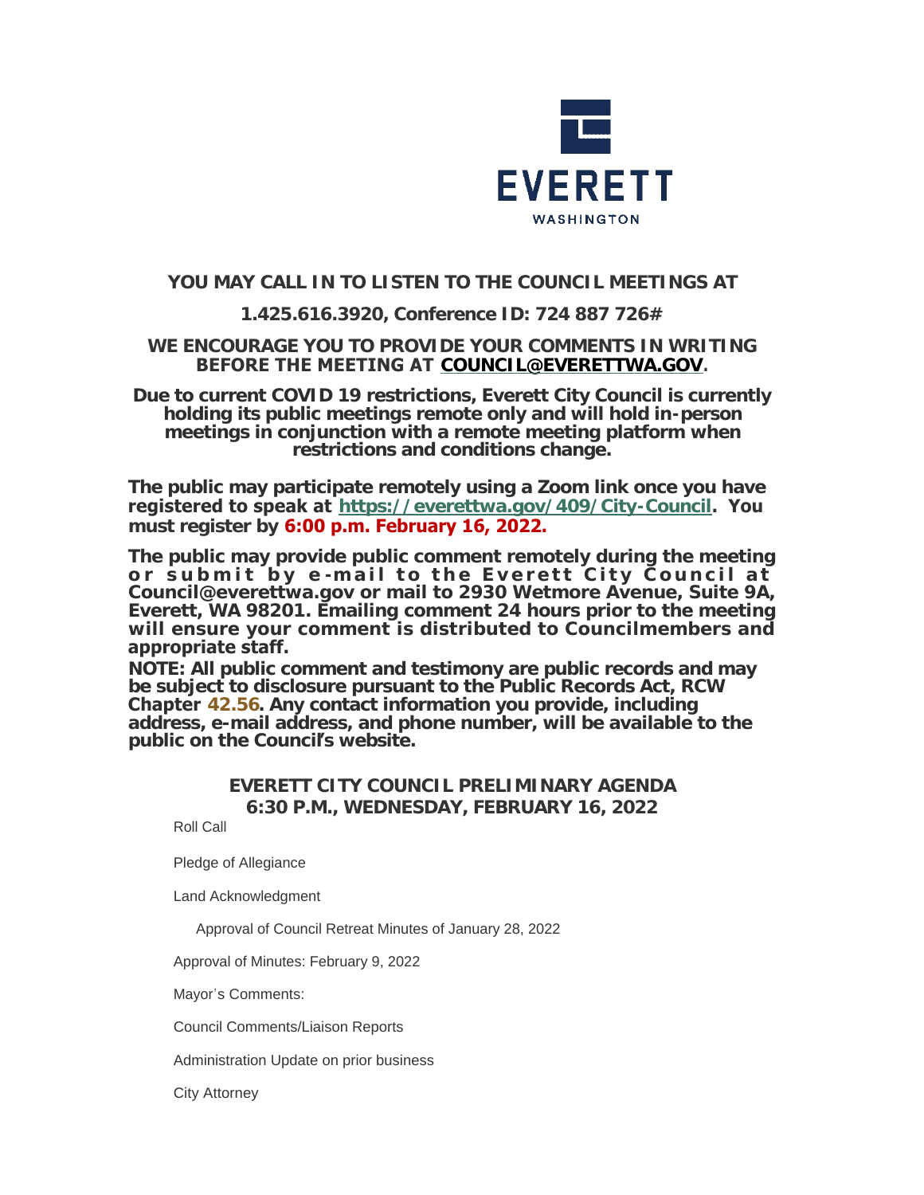EVERETT

WASHINGTON

**YOU MAY CALL IN TO LISTEN TO THE COUNCIL MEETINGS AT**

**1.425.616.3920, Conference ID: 724 887 726#**

**WE ENCOURAGE YOU TO PROVIDE YOUR COMMENTS IN WRITING BEFORE THE MEETING AT [COUNCIL@EVERETTWA.GOV](mailto:COUNCIL@EVERETTWA.GOV).**

**Due to current COVID 19 restrictions, Everett City Council is currently holding its public meetings remote only and will hold in-person meetings in conjunction with a remote meeting platform when restrictions and conditions change.**

**The public may participate remotely using a Zoom link once you have registered to speak at [https://everettwa.gov/409/City-Council](https://everettwa.gov/409/City-Council). You must register by 6:00 p.m. February 16, 2022.**

**The public may provide public comment remotely during the meeting or submit by e-mail to the Everett City Council at Council@everettwa.gov or mail to 2930 Wetmore Avenue, Suite 9A, Everett, WA 98201. Emailing comment 24 hours prior to the meeting will ensure your comment is distributed to Councilmembers and appropriate staff.**

**NOTE: All public comment and testimony are public records and may be subject to disclosure pursuant to the Public Records Act, RCW Chapter 42.56. Any contact information you provide, including address, e-mail address, and phone number, will be available to the public on the Council's website.**

## EVERETT CITY COUNCIL PRELIMINARY AGENDA
## 6:30 P.M., WEDNESDAY, FEBRUARY 16, 2022

Roll Call

Pledge of Allegiance

Land Acknowledgment

Approval of Council Retreat Minutes of January 28, 2022

Approval of Minutes: February 9, 2022

Mayor's Comments:

Council Comments/Liaison Reports

Administration Update on prior business

City Attorney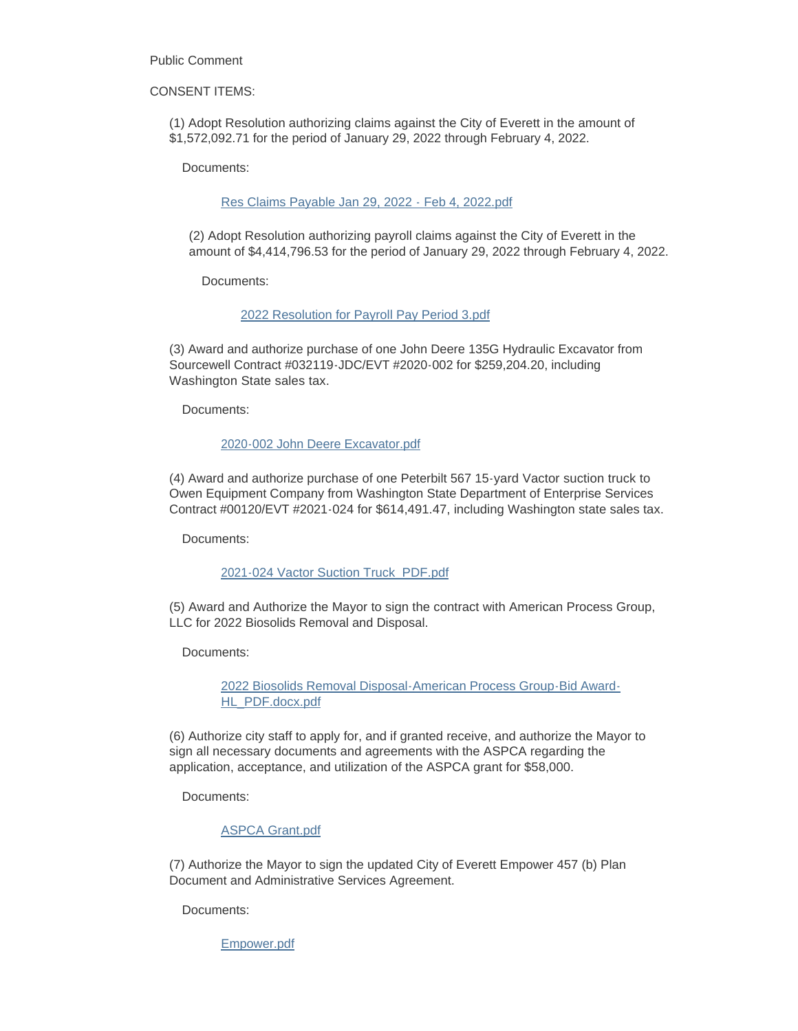Public Comment

CONSENT ITEMS:

(1) Adopt Resolution authorizing claims against the City of Everett in the amount of $1,572,092.71 for the period of January 29, 2022 through February 4, 2022.

Documents:

Res Claims Payable Jan 29, 2022 - Feb 4, 2022.pdf

(2) Adopt Resolution authorizing payroll claims against the City of Everett in the amount of $4,414,796.53 for the period of January 29, 2022 through February 4, 2022.

Documents:

2022 Resolution for Payroll Pay Period 3.pdf

(3) Award and authorize purchase of one John Deere 135G Hydraulic Excavator from Sourcewell Contract #032119-JDC/EVT #2020-002 for $259,204.20, including Washington State sales tax.

Documents:

2020-002 John Deere Excavator.pdf

(4) Award and authorize purchase of one Peterbilt 567 15-yard Vactor suction truck to Owen Equipment Company from Washington State Department of Enterprise Services Contract #00120/EVT #2021-024 for $614,491.47, including Washington state sales tax.

Documents:

2021-024 Vactor Suction Truck_PDF.pdf

(5) Award and Authorize the Mayor to sign the contract with American Process Group, LLC for 2022 Biosolids Removal and Disposal.

Documents:

2022 Biosolids Removal Disposal-American Process Group-Bid Award-HL_PDF.docx.pdf

(6) Authorize city staff to apply for, and if granted receive, and authorize the Mayor to sign all necessary documents and agreements with the ASPCA regarding the application, acceptance, and utilization of the ASPCA grant for $58,000.

Documents:

ASPCA Grant.pdf

(7) Authorize the Mayor to sign the updated City of Everett Empower 457 (b) Plan Document and Administrative Services Agreement.

Documents:

Empower.pdf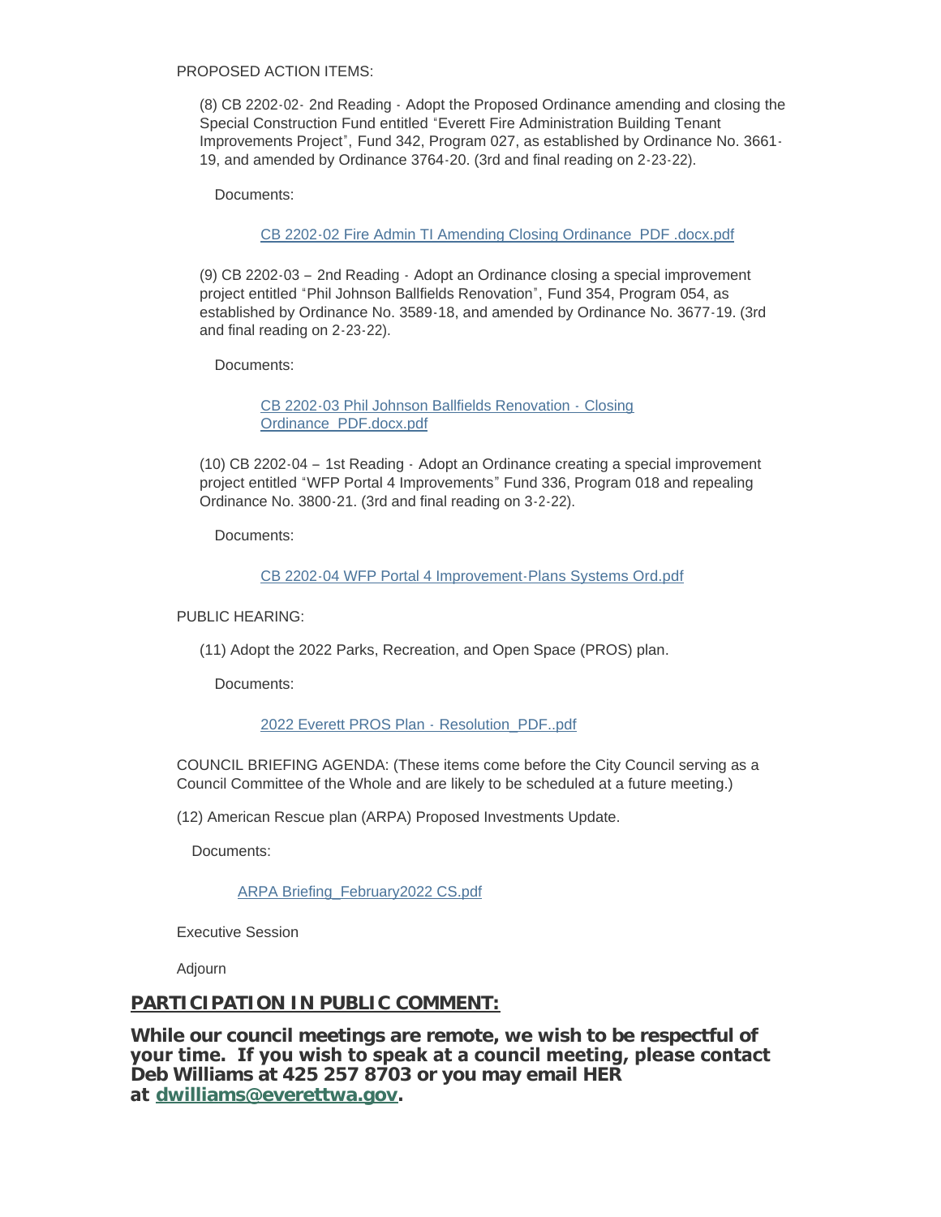PROPOSED ACTION ITEMS:

(8) CB 2202-02- 2nd Reading - Adopt the Proposed Ordinance amending and closing the Special Construction Fund entitled "Everett Fire Administration Building Tenant Improvements Project", Fund 342, Program 027, as established by Ordinance No. 3661-19, and amended by Ordinance 3764-20. (3rd and final reading on 2-23-22).

Documents:

[CB 2202-02 Fire Admin TI Amending Closing Ordinance_PDF .docx.pdf]

(9) CB 2202-03 – 2nd Reading - Adopt an Ordinance closing a special improvement project entitled "Phil Johnson Ballfields Renovation", Fund 354, Program 054, as established by Ordinance No. 3589-18, and amended by Ordinance No. 3677-19. (3rd and final reading on 2-23-22).

Documents:

[CB 2202-03 Phil Johnson Ballfields Renovation - Closing Ordinance_PDF.docx.pdf]

(10) CB 2202-04 – 1st Reading - Adopt an Ordinance creating a special improvement project entitled "WFP Portal 4 Improvements" Fund 336, Program 018 and repealing Ordinance No. 3800-21. (3rd and final reading on 3-2-22).

Documents:

[CB 2202-04 WFP Portal 4 Improvement-Plans Systems Ord.pdf]

PUBLIC HEARING:

(11) Adopt the 2022 Parks, Recreation, and Open Space (PROS) plan.

Documents:

[2022 Everett PROS Plan - Resolution_PDF..pdf]

COUNCIL BRIEFING AGENDA: (These items come before the City Council serving as a Council Committee of the Whole and are likely to be scheduled at a future meeting.)

(12) American Rescue plan (ARPA) Proposed Investments Update.

Documents:

[ARPA Briefing_February2022 CS.pdf]

Executive Session

Adjourn

## PARTICIPATION IN PUBLIC COMMENT:

**While our council meetings are remote, we wish to be respectful of your time. If you wish to speak at a council meeting, please contact Deb Williams at 425 257 8703 or you may email HER at dwilliams@everettwa.gov.**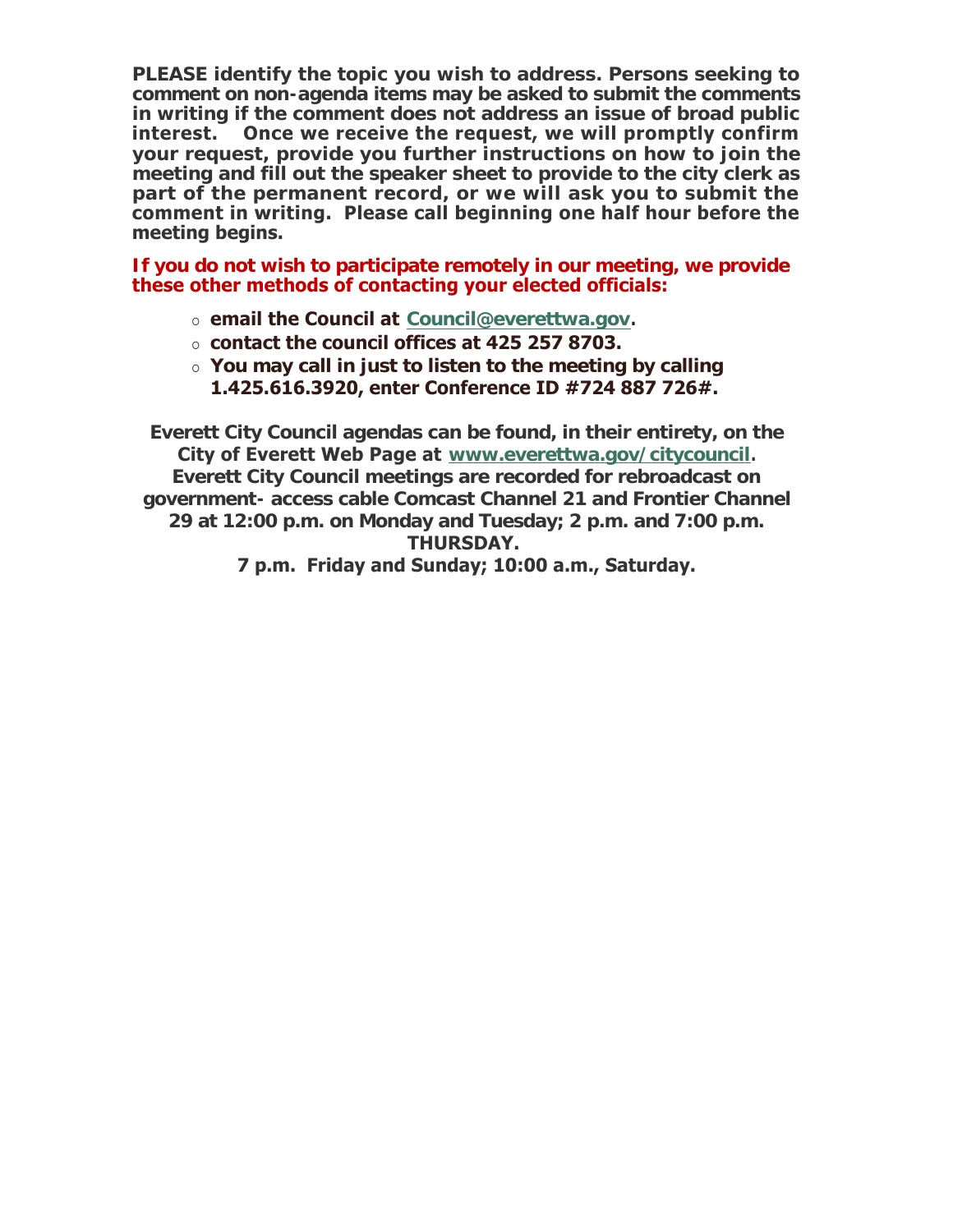**PLEASE identify the topic you wish to address. Persons seeking to comment on non-agenda items may be asked to submit the comments in writing if the comment does not address an issue of broad public interest. Once we receive the request, we will promptly confirm your request, provide you further instructions on how to join the meeting and fill out the speaker sheet to provide to the city clerk as part of the permanent record, or we will ask you to submit the comment in writing. Please call beginning one half hour before the meeting begins.**

**If you do not wish to participate remotely in our meeting, we provide these other methods of contacting your elected officials:**

- **email the Council at Council@everettwa.gov.**
- **contact the council offices at 425 257 8703.**
- **You may call in just to listen to the meeting by calling 1.425.616.3920, enter Conference ID #724 887 726#.**

**Everett City Council agendas can be found, in their entirety, on the City of Everett Web Page at www.everettwa.gov/citycouncil. Everett City Council meetings are recorded for rebroadcast on government- access cable Comcast Channel 21 and Frontier Channel 29 at 12:00 p.m. on Monday and Tuesday; 2 p.m. and 7:00 p.m. THURSDAY.**
**7 p.m. Friday and Sunday; 10:00 a.m., Saturday.**